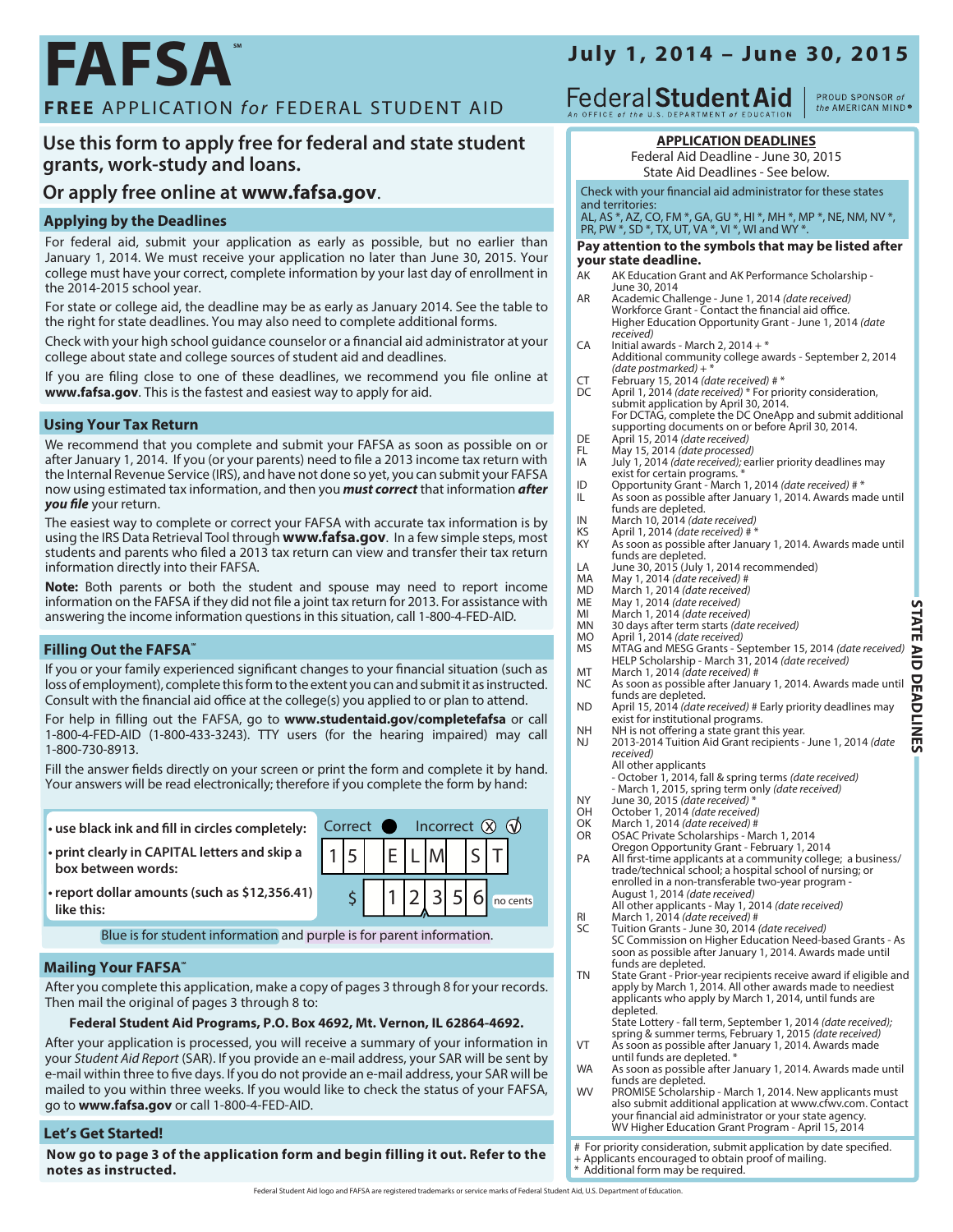# FAFSA℠

**FREE** APPLICATION *for* FEDERAL STUDENT AID

**July 1, 2014 – June 30, 2015**

Federal **Student Aid** — An OFFICE of the U.S. DEPARTMENT of EDUCATION | PROUD SPONSOR of the AMERICAN MIND®

## Use this form to apply free for federal and state student grants, work-study and loans.

## Or apply free online at **www.fafsa.gov**.

### Applying by the Deadlines

For federal aid, submit your application as early as possible, but no earlier than January 1, 2014. We must receive your application no later than June 30, 2015. Your college must have your correct, complete information by your last day of enrollment in the 2014-2015 school year.

For state or college aid, the deadline may be as early as January 2014. See the table to the right for state deadlines. You may also need to complete additional forms.

Check with your high school guidance counselor or a financial aid administrator at your college about state and college sources of student aid and deadlines.

If you are filing close to one of these deadlines, we recommend you file online at **www.fafsa.gov**. This is the fastest and easiest way to apply for aid.

### Using Your Tax Return

We recommend that you complete and submit your FAFSA as soon as possible on or after January 1, 2014. If you (or your parents) need to file a 2013 income tax return with the Internal Revenue Service (IRS), and have not done so yet, you can submit your FAFSA now using estimated tax information, and then you ***must correct*** that information ***after you file*** your return.

The easiest way to complete or correct your FAFSA with accurate tax information is by using the IRS Data Retrieval Tool through **www.fafsa.gov**. In a few simple steps, most students and parents who filed a 2013 tax return can view and transfer their tax return information directly into their FAFSA.

**Note:** Both parents or both the student and spouse may need to report income information on the FAFSA if they did not file a joint tax return for 2013. For assistance with answering the income information questions in this situation, call 1-800-4-FED-AID.

### Filling Out the FAFSA℠

If you or your family experienced significant changes to your financial situation (such as loss of employment), complete this form to the extent you can and submit it as instructed. Consult with the financial aid office at the college(s) you applied to or plan to attend.

For help in filling out the FAFSA, go to **www.studentaid.gov/completefafsa** or call 1-800-4-FED-AID (1-800-433-3243). TTY users (for the hearing impaired) may call 1-800-730-8913.

Fill the answer fields directly on your screen or print the form and complete it by hand. Your answers will be read electronically; therefore if you complete the form by hand:

- **use black ink and fill in circles completely:** Correct ● Incorrect ⊗ ✓
- **print clearly in CAPITAL letters and skip a box between words:** 1 5 E L M S T
- **report dollar amounts (such as $12,356.41) like this:** $ 1 2 3 5 6 no cents

Blue is for student information and purple is for parent information.

### Mailing Your FAFSA℠

After you complete this application, make a copy of pages 3 through 8 for your records. Then mail the original of pages 3 through 8 to:

**Federal Student Aid Programs, P.O. Box 4692, Mt. Vernon, IL 62864-4692.**

After your application is processed, you will receive a summary of your information in your *Student Aid Report* (SAR). If you provide an e-mail address, your SAR will be sent by e-mail within three to five days. If you do not provide an e-mail address, your SAR will be mailed to you within three weeks. If you would like to check the status of your FAFSA, go to **www.fafsa.gov** or call 1-800-4-FED-AID.

### Let's Get Started!

**Now go to page 3 of the application form and begin filling it out. Refer to the notes as instructed.**

## STATE AID DEADLINES

**APPLICATION DEADLINES**

Federal Aid Deadline - June 30, 2015
State Aid Deadlines - See below.

Check with your financial aid administrator for these states and territories:
AL, AS *, AZ, CO, FM *, GA, GU *, HI *, MH *, MP *, NE, NM, NV *, PR, PW *, SD *, TX, UT, VA *, VI *, WI and WY *.

**Pay attention to the symbols that may be listed after your state deadline.**

| State | Deadline |
|---|---|
| AK | AK Education Grant and AK Performance Scholarship - June 30, 2014 |
| AR | Academic Challenge - June 1, 2014 *(date received)*<br>Workforce Grant - Contact the financial aid office.<br>Higher Education Opportunity Grant - June 1, 2014 *(date received)* |
| CA | Initial awards - March 2, 2014 + *<br>Additional community college awards - September 2, 2014 *(date postmarked)* + * |
| CT | February 15, 2014 *(date received)* # * |
| DC | April 1, 2014 *(date received)* * For priority consideration, submit application by April 30, 2014.<br>For DCTAG, complete the DC OneApp and submit additional supporting documents on or before April 30, 2014. |
| DE | April 15, 2014 *(date received)* |
| FL | May 15, 2014 *(date processed)* |
| IA | July 1, 2014 *(date received)*; earlier priority deadlines may exist for certain programs. * |
| ID | Opportunity Grant - March 1, 2014 *(date received)* # * |
| IL | As soon as possible after January 1, 2014. Awards made until funds are depleted. |
| IN | March 10, 2014 *(date received)* |
| KS | April 1, 2014 *(date received)* # * |
| KY | As soon as possible after January 1, 2014. Awards made until funds are depleted. |
| LA | June 30, 2015 (July 1, 2014 recommended) |
| MA | May 1, 2014 *(date received)* # |
| MD | March 1, 2014 *(date received)* |
| ME | May 1, 2014 *(date received)* |
| MI | March 1, 2014 *(date received)* |
| MN | 30 days after term starts *(date received)* |
| MO | April 1, 2014 *(date received)* |
| MS | MTAG and MESG Grants - September 15, 2014 *(date received)*<br>HELP Scholarship - March 31, 2014 *(date received)* |
| MT | March 1, 2014 *(date received)* # |
| NC | As soon as possible after January 1, 2014. Awards made until funds are depleted. |
| ND | April 15, 2014 *(date received)* # Early priority deadlines may exist for institutional programs. |
| NH | NH is not offering a state grant this year. |
| NJ | 2013-2014 Tuition Aid Grant recipients - June 1, 2014 *(date received)*<br>All other applicants<br>- October 1, 2014, fall & spring terms *(date received)*<br>- March 1, 2015, spring term only *(date received)* |
| NY | June 30, 2015 *(date received)* * |
| OH | October 1, 2014 *(date received)* |
| OK | March 1, 2014 *(date received)* # |
| OR | OSAC Private Scholarships - March 1, 2014<br>Oregon Opportunity Grant - February 1, 2014 |
| PA | All first-time applicants at a community college; a business/trade/technical school; a hospital school of nursing; or enrolled in a non-transferable two-year program - August 1, 2014 *(date received)*<br>All other applicants - May 1, 2014 *(date received)* |
| RI | March 1, 2014 *(date received)* # |
| SC | Tuition Grants - June 30, 2014 *(date received)*<br>SC Commission on Higher Education Need-based Grants - As soon as possible after January 1, 2014. Awards made until funds are depleted. |
| TN | State Grant - Prior-year recipients receive award if eligible and apply by March 1, 2014. All other awards made to neediest applicants who apply by March 1, 2014, until funds are depleted.<br>State Lottery - fall term, September 1, 2014 *(date received)*; spring & summer terms, February 1, 2015 *(date received)* |
| VT | As soon as possible after January 1, 2014. Awards made until funds are depleted. * |
| WA | As soon as possible after January 1, 2014. Awards made until funds are depleted. |
| WV | PROMISE Scholarship - March 1, 2014. New applicants must also submit additional application at www.cfwv.com. Contact your financial aid administrator or your state agency.<br>WV Higher Education Grant Program - April 15, 2014 |

\# For priority consideration, submit application by date specified.
\+ Applicants encouraged to obtain proof of mailing.
\* Additional form may be required.

Federal Student Aid logo and FAFSA are registered trademarks or service marks of Federal Student Aid, U.S. Department of Education.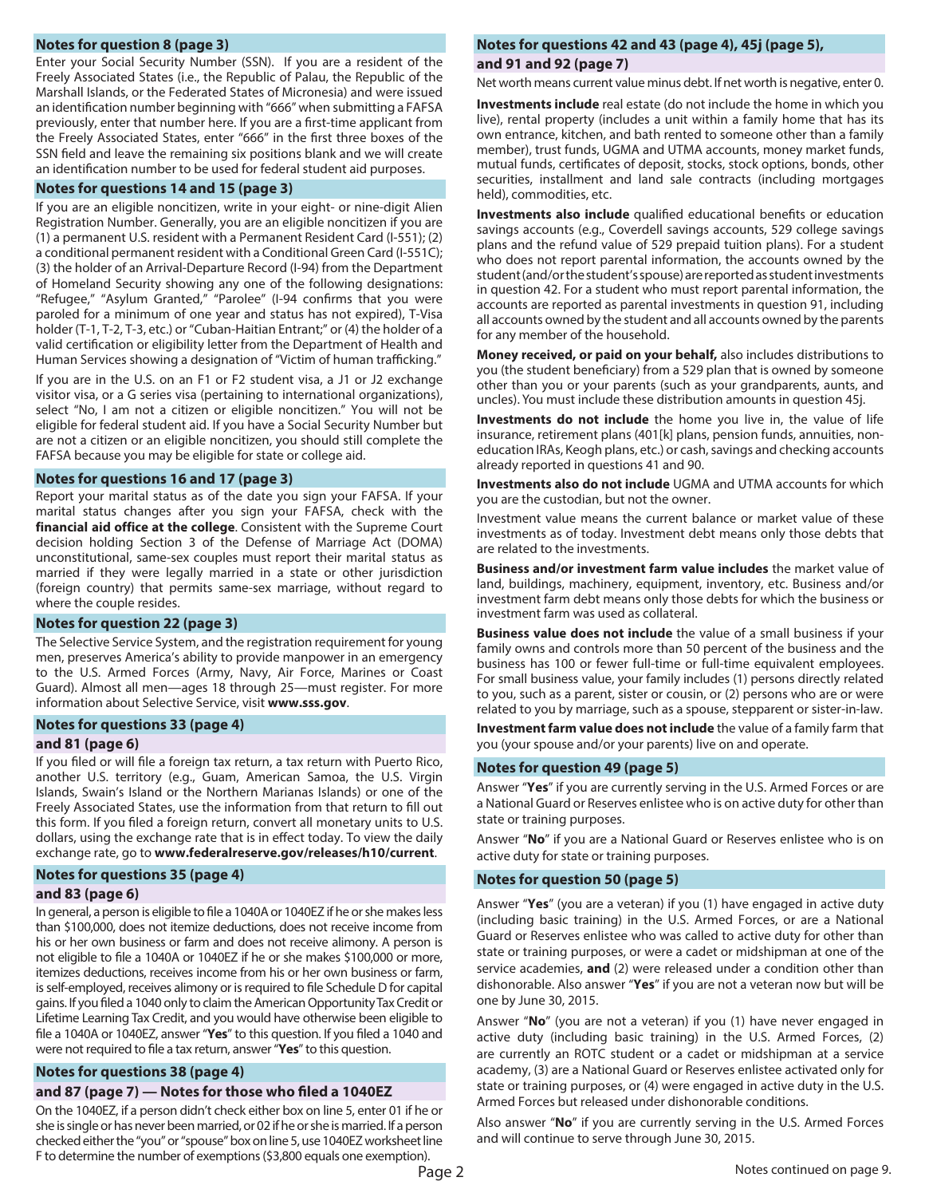## Notes for question 8 (page 3)

Enter your Social Security Number (SSN). If you are a resident of the Freely Associated States (i.e., the Republic of Palau, the Republic of the Marshall Islands, or the Federated States of Micronesia) and were issued an identification number beginning with "666" when submitting a FAFSA previously, enter that number here. If you are a first-time applicant from the Freely Associated States, enter "666" in the first three boxes of the SSN field and leave the remaining six positions blank and we will create an identification number to be used for federal student aid purposes.

## Notes for questions 14 and 15 (page 3)

If you are an eligible noncitizen, write in your eight- or nine-digit Alien Registration Number. Generally, you are an eligible noncitizen if you are (1) a permanent U.S. resident with a Permanent Resident Card (I-551); (2) a conditional permanent resident with a Conditional Green Card (I-551C); (3) the holder of an Arrival-Departure Record (I-94) from the Department of Homeland Security showing any one of the following designations: "Refugee," "Asylum Granted," "Parolee" (I-94 confirms that you were paroled for a minimum of one year and status has not expired), T-Visa holder (T-1, T-2, T-3, etc.) or "Cuban-Haitian Entrant;" or (4) the holder of a valid certification or eligibility letter from the Department of Health and Human Services showing a designation of "Victim of human trafficking."

If you are in the U.S. on an F1 or F2 student visa, a J1 or J2 exchange visitor visa, or a G series visa (pertaining to international organizations), select "No, I am not a citizen or eligible noncitizen." You will not be eligible for federal student aid. If you have a Social Security Number but are not a citizen or an eligible noncitizen, you should still complete the FAFSA because you may be eligible for state or college aid.

## Notes for questions 16 and 17 (page 3)

Report your marital status as of the date you sign your FAFSA. If your marital status changes after you sign your FAFSA, check with the **financial aid office at the college**. Consistent with the Supreme Court decision holding Section 3 of the Defense of Marriage Act (DOMA) unconstitutional, same-sex couples must report their marital status as married if they were legally married in a state or other jurisdiction (foreign country) that permits same-sex marriage, without regard to where the couple resides.

## Notes for question 22 (page 3)

The Selective Service System, and the registration requirement for young men, preserves America's ability to provide manpower in an emergency to the U.S. Armed Forces (Army, Navy, Air Force, Marines or Coast Guard). Almost all men—ages 18 through 25—must register. For more information about Selective Service, visit **www.sss.gov**.

## Notes for questions 33 (page 4) and 81 (page 6)

If you filed or will file a foreign tax return, a tax return with Puerto Rico, another U.S. territory (e.g., Guam, American Samoa, the U.S. Virgin Islands, Swain's Island or the Northern Marianas Islands) or one of the Freely Associated States, use the information from that return to fill out this form. If you filed a foreign return, convert all monetary units to U.S. dollars, using the exchange rate that is in effect today. To view the daily exchange rate, go to **www.federalreserve.gov/releases/h10/current**.

## Notes for questions 35 (page 4) and 83 (page 6)

In general, a person is eligible to file a 1040A or 1040EZ if he or she makes less than $100,000, does not itemize deductions, does not receive income from his or her own business or farm and does not receive alimony. A person is not eligible to file a 1040A or 1040EZ if he or she makes $100,000 or more, itemizes deductions, receives income from his or her own business or farm, is self-employed, receives alimony or is required to file Schedule D for capital gains. If you filed a 1040 only to claim the American Opportunity Tax Credit or Lifetime Learning Tax Credit, and you would have otherwise been eligible to file a 1040A or 1040EZ, answer "**Yes**" to this question. If you filed a 1040 and were not required to file a tax return, answer "**Yes**" to this question.

## Notes for questions 38 (page 4) and 87 (page 7) — Notes for those who filed a 1040EZ

On the 1040EZ, if a person didn't check either box on line 5, enter 01 if he or she is single or has never been married, or 02 if he or she is married. If a person checked either the "you" or "spouse" box on line 5, use 1040EZ worksheet line F to determine the number of exemptions ($3,800 equals one exemption).

## Notes for questions 42 and 43 (page 4), 45j (page 5), and 91 and 92 (page 7)

Net worth means current value minus debt. If net worth is negative, enter 0.

**Investments include** real estate (do not include the home in which you live), rental property (includes a unit within a family home that has its own entrance, kitchen, and bath rented to someone other than a family member), trust funds, UGMA and UTMA accounts, money market funds, mutual funds, certificates of deposit, stocks, stock options, bonds, other securities, installment and land sale contracts (including mortgages held), commodities, etc.

**Investments also include** qualified educational benefits or education savings accounts (e.g., Coverdell savings accounts, 529 college savings plans and the refund value of 529 prepaid tuition plans). For a student who does not report parental information, the accounts owned by the student (and/or the student's spouse) are reported as student investments in question 42. For a student who must report parental information, the accounts are reported as parental investments in question 91, including all accounts owned by the student and all accounts owned by the parents for any member of the household.

**Money received, or paid on your behalf,** also includes distributions to you (the student beneficiary) from a 529 plan that is owned by someone other than you or your parents (such as your grandparents, aunts, and uncles). You must include these distribution amounts in question 45j.

**Investments do not include** the home you live in, the value of life insurance, retirement plans (401[k] plans, pension funds, annuities, non-education IRAs, Keogh plans, etc.) or cash, savings and checking accounts already reported in questions 41 and 90.

**Investments also do not include** UGMA and UTMA accounts for which you are the custodian, but not the owner.

Investment value means the current balance or market value of these investments as of today. Investment debt means only those debts that are related to the investments.

**Business and/or investment farm value includes** the market value of land, buildings, machinery, equipment, inventory, etc. Business and/or investment farm debt means only those debts for which the business or investment farm was used as collateral.

**Business value does not include** the value of a small business if your family owns and controls more than 50 percent of the business and the business has 100 or fewer full-time or full-time equivalent employees. For small business value, your family includes (1) persons directly related to you, such as a parent, sister or cousin, or (2) persons who are or were related to you by marriage, such as a spouse, stepparent or sister-in-law.

**Investment farm value does not include** the value of a family farm that you (your spouse and/or your parents) live on and operate.

## Notes for question 49 (page 5)

Answer "**Yes**" if you are currently serving in the U.S. Armed Forces or are a National Guard or Reserves enlistee who is on active duty for other than state or training purposes.

Answer "**No**" if you are a National Guard or Reserves enlistee who is on active duty for state or training purposes.

## Notes for question 50 (page 5)

Answer "**Yes**" (you are a veteran) if you (1) have engaged in active duty (including basic training) in the U.S. Armed Forces, or are a National Guard or Reserves enlistee who was called to active duty for other than state or training purposes, or were a cadet or midshipman at one of the service academies, **and** (2) were released under a condition other than dishonorable. Also answer "**Yes**" if you are not a veteran now but will be one by June 30, 2015.

Answer "**No**" (you are not a veteran) if you (1) have never engaged in active duty (including basic training) in the U.S. Armed Forces, (2) are currently an ROTC student or a cadet or midshipman at a service academy, (3) are a National Guard or Reserves enlistee activated only for state or training purposes, or (4) were engaged in active duty in the U.S. Armed Forces but released under dishonorable conditions.

Also answer "**No**" if you are currently serving in the U.S. Armed Forces and will continue to serve through June 30, 2015.

Notes continued on page 9.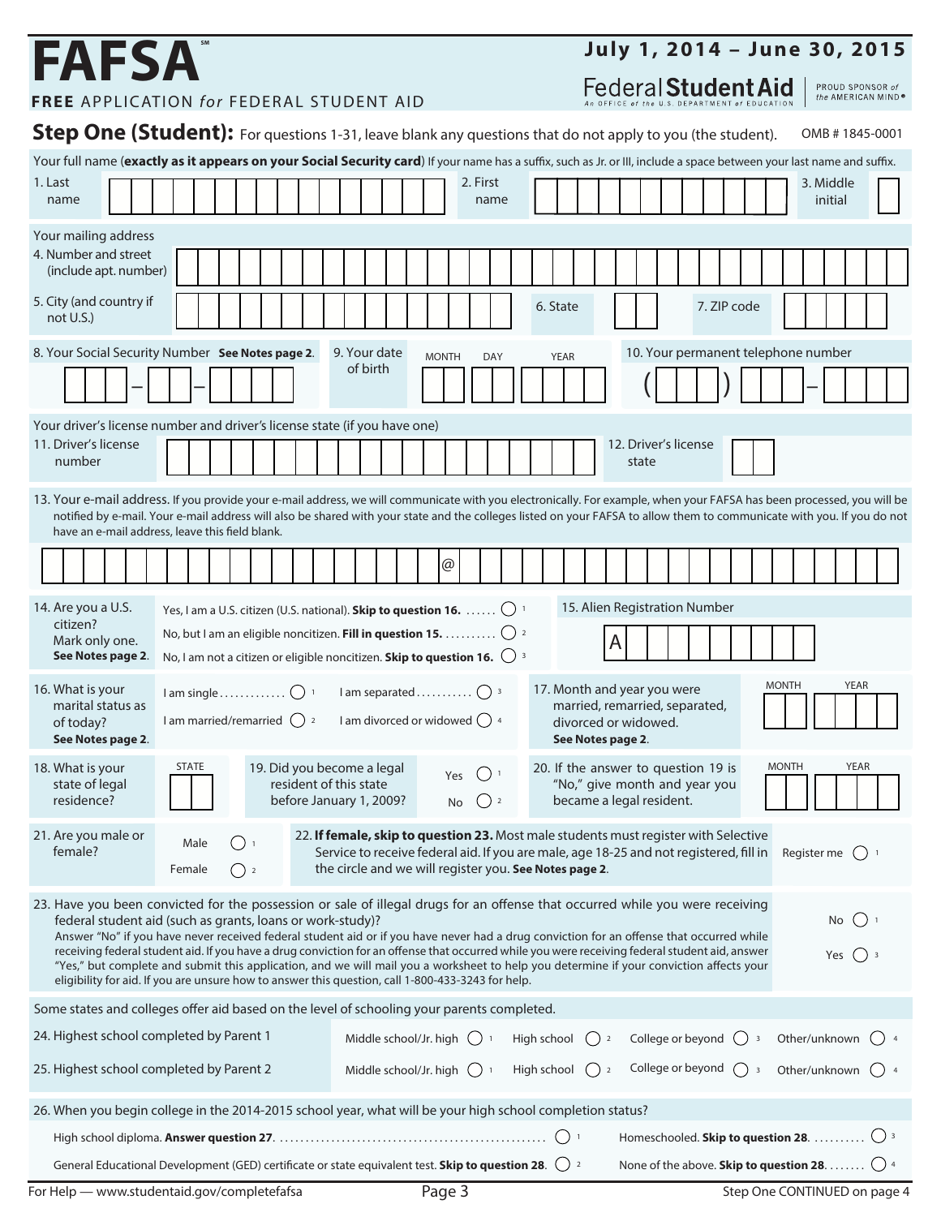# FAFSA℠

**FREE** APPLICATION *for* FEDERAL STUDENT AID

**July 1, 2014 – June 30, 2015**

Federal **Student Aid** — An OFFICE of the U.S. DEPARTMENT of EDUCATION | PROUD SPONSOR of the AMERICAN MIND®

## Step One (Student): For questions 1-31, leave blank any questions that do not apply to you (the student).

OMB # 1845-0001

Your full name (**exactly as it appears on your Social Security card**) If your name has a suffix, such as Jr. or III, include a space between your last name and suffix.

1. Last name
2. First name
3. Middle initial

Your mailing address

4. Number and street (include apt. number)
5. City (and country if not U.S.)
6. State
7. ZIP code

8. Your Social Security Number **See Notes page 2**.

9. Your date of birth — MONTH DAY YEAR

10. Your permanent telephone number

Your driver's license number and driver's license state (if you have one)

11. Driver's license number
12. Driver's license state

13. Your e-mail address. If you provide your e-mail address, we will communicate with you electronically. For example, when your FAFSA has been processed, you will be notified by e-mail. Your e-mail address will also be shared with your state and the colleges listed on your FAFSA to allow them to communicate with you. If you do not have an e-mail address, leave this field blank.

@

14. Are you a U.S. citizen? Mark only one. **See Notes page 2**.
- Yes, I am a U.S. citizen (U.S. national). **Skip to question 16.** ○ 1
- No, but I am an eligible noncitizen. **Fill in question 15.** ○ 2
- No, I am not a citizen or eligible noncitizen. **Skip to question 16.** ○ 3

15. Alien Registration Number A

16. What is your marital status as of today? **See Notes page 2**.
- I am single ○ 1
- I am married/remarried ○ 2
- I am separated ○ 3
- I am divorced or widowed ○ 4

17. Month and year you were married, remarried, separated, divorced or widowed. **See Notes page 2**. MONTH YEAR

18. What is your state of legal residence? STATE

19. Did you become a legal resident of this state before January 1, 2009? Yes ○ 1 No ○ 2

20. If the answer to question 19 is "No," give month and year you became a legal resident. MONTH YEAR

21. Are you male or female? Male ○ 1 Female ○ 2

22. **If female, skip to question 23.** Most male students must register with Selective Service to receive federal aid. If you are male, age 18-25 and not registered, fill in the circle and we will register you. **See Notes page 2**. Register me ○ 1

23. Have you been convicted for the possession or sale of illegal drugs for an offense that occurred while you were receiving federal student aid (such as grants, loans or work-study)?
Answer "No" if you have never received federal student aid or if you have never had a drug conviction for an offense that occurred while receiving federal student aid. If you have a drug conviction for an offense that occurred while you were receiving federal student aid, answer "Yes," but complete and submit this application, and we will mail you a worksheet to help you determine if your conviction affects your eligibility for aid. If you are unsure how to answer this question, call 1-800-433-3243 for help.
No ○ 1 Yes ○ 3

Some states and colleges offer aid based on the level of schooling your parents completed.

24. Highest school completed by Parent 1 — Middle school/Jr. high ○ 1 High school ○ 2 College or beyond ○ 3 Other/unknown ○ 4

25. Highest school completed by Parent 2 — Middle school/Jr. high ○ 1 High school ○ 2 College or beyond ○ 3 Other/unknown ○ 4

26. When you begin college in the 2014-2015 school year, what will be your high school completion status?
- High school diploma. **Answer question 27.** ○ 1
- General Educational Development (GED) certificate or state equivalent test. **Skip to question 28.** ○ 2
- Homeschooled. **Skip to question 28.** ○ 3
- None of the above. **Skip to question 28.** ○ 4

For Help — www.studentaid.gov/completefafsa

Step One CONTINUED on page 4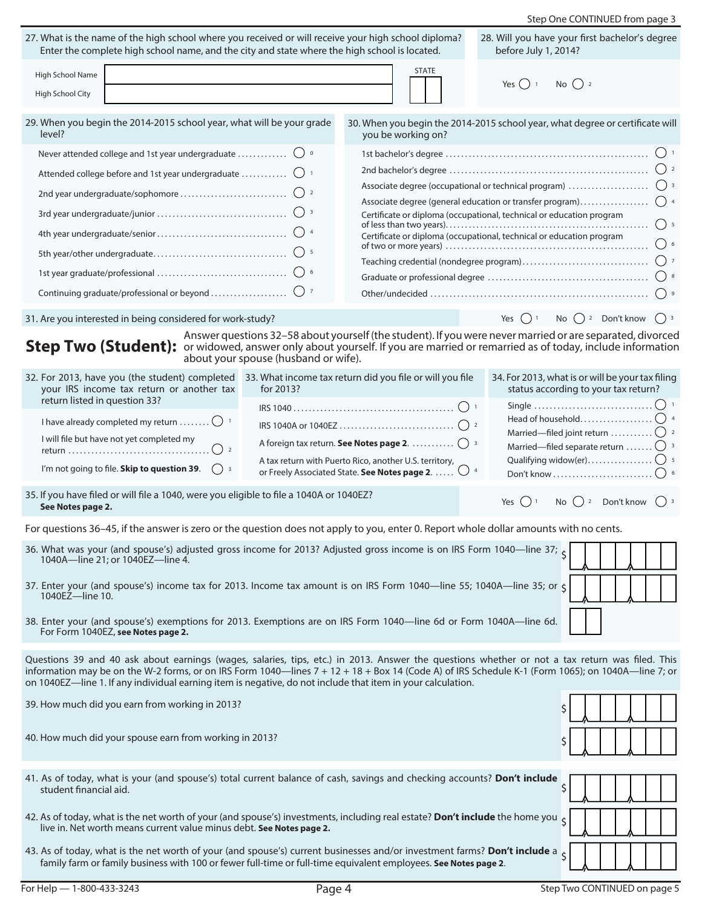Step One CONTINUED from page 3

27. What is the name of the high school where you received or will receive your high school diploma? Enter the complete high school name, and the city and state where the high school is located.

High School Name

High School City

STATE

28. Will you have your first bachelor's degree before July 1, 2014?

Yes ◯ 1 No ◯ 2

29. When you begin the 2014-2015 school year, what will be your grade level?

- Never attended college and 1st year undergraduate ◯ 0
- Attended college before and 1st year undergraduate ◯ 1
- 2nd year undergraduate/sophomore ◯ 2
- 3rd year undergraduate/junior ◯ 3
- 4th year undergraduate/senior ◯ 4
- 5th year/other undergraduate ◯ 5
- 1st year graduate/professional ◯ 6
- Continuing graduate/professional or beyond ◯ 7

30. When you begin the 2014-2015 school year, what degree or certificate will you be working on?

- 1st bachelor's degree ◯ 1
- 2nd bachelor's degree ◯ 2
- Associate degree (occupational or technical program) ◯ 3
- Associate degree (general education or transfer program) ◯ 4
- Certificate or diploma (occupational, technical or education program of less than two years) ◯ 5
- Certificate or diploma (occupational, technical or education program of two or more years) ◯ 6
- Teaching credential (nondegree program) ◯ 7
- Graduate or professional degree ◯ 8
- Other/undecided ◯ 9

31. Are you interested in being considered for work-study? Yes ◯ 1 No ◯ 2 Don't know ◯ 3

## Step Two (Student):

Answer questions 32–58 about yourself (the student). If you were never married or are separated, divorced or widowed, answer only about yourself. If you are married or remarried as of today, include information about your spouse (husband or wife).

32. For 2013, have you (the student) completed your IRS income tax return or another tax return listed in question 33?

- I have already completed my return ◯ 1
- I will file but have not yet completed my return ◯ 2
- I'm not going to file. **Skip to question 39**. ◯ 3

33. What income tax return did you file or will you file for 2013?

- IRS 1040 ◯ 1
- IRS 1040A or 1040EZ ◯ 2
- A foreign tax return. **See Notes page 2.** ◯ 3
- A tax return with Puerto Rico, another U.S. territory, or Freely Associated State. **See Notes page 2.** ◯ 4

34. For 2013, what is or will be your tax filing status according to your tax return?

- Single ◯ 1
- Head of household ◯ 4
- Married—filed joint return ◯ 2
- Married—filed separate return ◯ 3
- Qualifying widow(er) ◯ 5
- Don't know ◯ 6

35. If you have filed or will file a 1040, were you eligible to file a 1040A or 1040EZ? **See Notes page 2.** Yes ◯ 1 No ◯ 2 Don't know ◯ 3

For questions 36–45, if the answer is zero or the question does not apply to you, enter 0. Report whole dollar amounts with no cents.

36. What was your (and spouse's) adjusted gross income for 2013? Adjusted gross income is on IRS Form 1040—line 37; 1040A—line 21; or 1040EZ—line 4. $

37. Enter your (and spouse's) income tax for 2013. Income tax amount is on IRS Form 1040—line 55; 1040A—line 35; or 1040EZ—line 10. $

38. Enter your (and spouse's) exemptions for 2013. Exemptions are on IRS Form 1040—line 6d or Form 1040A—line 6d. For Form 1040EZ, **see Notes page 2.**

Questions 39 and 40 ask about earnings (wages, salaries, tips, etc.) in 2013. Answer the questions whether or not a tax return was filed. This information may be on the W-2 forms, or on IRS Form 1040—lines 7 + 12 + 18 + Box 14 (Code A) of IRS Schedule K-1 (Form 1065); on 1040A—line 7; or on 1040EZ—line 1. If any individual earning item is negative, do not include that item in your calculation.

39. How much did you earn from working in 2013? $

40. How much did your spouse earn from working in 2013? $

41. As of today, what is your (and spouse's) total current balance of cash, savings and checking accounts? **Don't include** student financial aid. $

42. As of today, what is the net worth of your (and spouse's) investments, including real estate? **Don't include** the home you live in. Net worth means current value minus debt. **See Notes page 2.** $

43. As of today, what is the net worth of your (and spouse's) current businesses and/or investment farms? **Don't include** a family farm or family business with 100 or fewer full-time or full-time equivalent employees. **See Notes page 2**. $

For Help — 1-800-433-3243

Step Two CONTINUED on page 5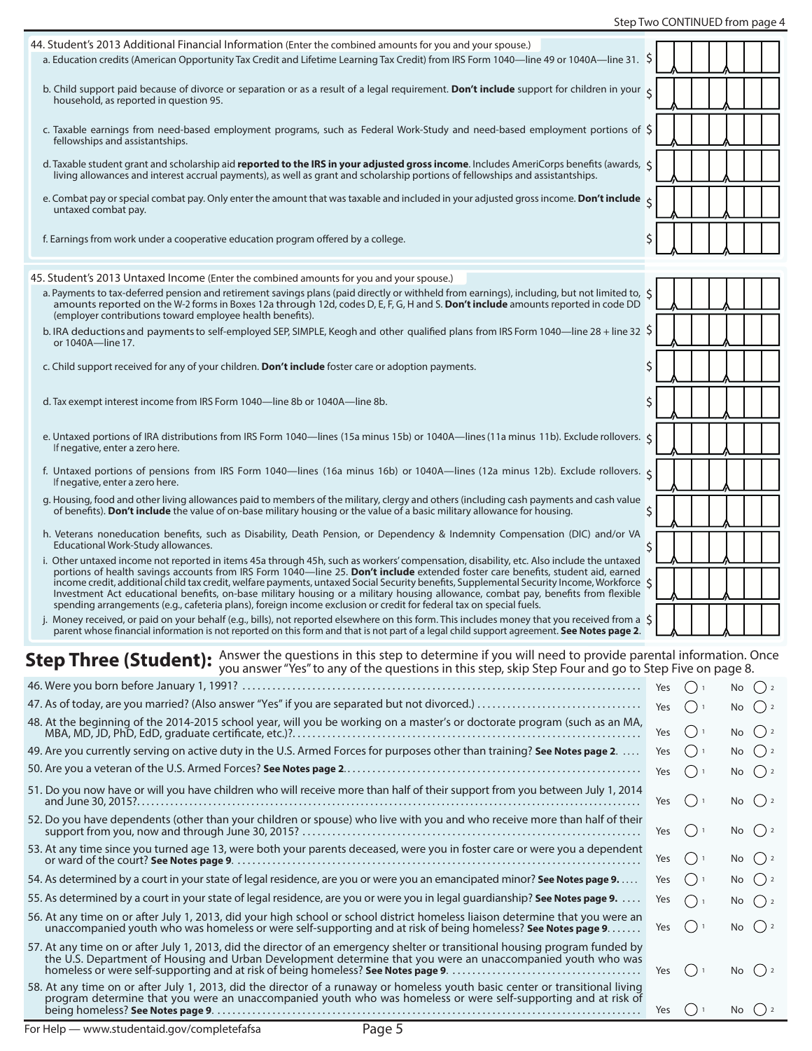Step Two CONTINUED from page 4

44. Student's 2013 Additional Financial Information (Enter the combined amounts for you and your spouse.)

a. Education credits (American Opportunity Tax Credit and Lifetime Learning Tax Credit) from IRS Form 1040—line 49 or 1040A—line 31. $

b. Child support paid because of divorce or separation or as a result of a legal requirement. **Don't include** support for children in your household, as reported in question 95. $

c. Taxable earnings from need-based employment programs, such as Federal Work-Study and need-based employment portions of fellowships and assistantships. $

d. Taxable student grant and scholarship aid **reported to the IRS in your adjusted gross income**. Includes AmeriCorps benefits (awards, living allowances and interest accrual payments), as well as grant and scholarship portions of fellowships and assistantships. $

e. Combat pay or special combat pay. Only enter the amount that was taxable and included in your adjusted gross income. **Don't include** untaxed combat pay. $

f. Earnings from work under a cooperative education program offered by a college. $

45. Student's 2013 Untaxed Income (Enter the combined amounts for you and your spouse.)

a. Payments to tax-deferred pension and retirement savings plans (paid directly or withheld from earnings), including, but not limited to, amounts reported on the W-2 forms in Boxes 12a through 12d, codes D, E, F, G, H and S. **Don't include** amounts reported in code DD (employer contributions toward employee health benefits). $

b. IRA deductions and payments to self-employed SEP, SIMPLE, Keogh and other qualified plans from IRS Form 1040—line 28 + line 32 or 1040A—line 17. $

c. Child support received for any of your children. **Don't include** foster care or adoption payments. $

d. Tax exempt interest income from IRS Form 1040—line 8b or 1040A—line 8b. $

e. Untaxed portions of IRA distributions from IRS Form 1040—lines (15a minus 15b) or 1040A—lines (11a minus 11b). Exclude rollovers. If negative, enter a zero here. $

f. Untaxed portions of pensions from IRS Form 1040—lines (16a minus 16b) or 1040A—lines (12a minus 12b). Exclude rollovers. If negative, enter a zero here. $

g. Housing, food and other living allowances paid to members of the military, clergy and others (including cash payments and cash value of benefits). **Don't include** the value of on-base military housing or the value of a basic military allowance for housing. $

h. Veterans noneducation benefits, such as Disability, Death Pension, or Dependency & Indemnity Compensation (DIC) and/or VA Educational Work-Study allowances. $

i. Other untaxed income not reported in items 45a through 45h, such as workers' compensation, disability, etc. Also include the untaxed portions of health savings accounts from IRS Form 1040—line 25. **Don't include** extended foster care benefits, student aid, earned income credit, additional child tax credit, welfare payments, untaxed Social Security benefits, Supplemental Security Income, Workforce Investment Act educational benefits, on-base military housing or a military housing allowance, combat pay, benefits from flexible spending arrangements (e.g., cafeteria plans), foreign income exclusion or credit for federal tax on special fuels. $

j. Money received, or paid on your behalf (e.g., bills), not reported elsewhere on this form. This includes money that you received from a parent whose financial information is not reported on this form and that is not part of a legal child support agreement. **See Notes page 2**. $

## Step Three (Student):

Answer the questions in this step to determine if you will need to provide parental information. Once you answer "Yes" to any of the questions in this step, skip Step Four and go to Step Five on page 8.

| Question | Yes | No |
|---|---|---|
| 46. Were you born before January 1, 1991? | ○ 1 | ○ 2 |
| 47. As of today, are you married? (Also answer "Yes" if you are separated but not divorced.) | ○ 1 | ○ 2 |
| 48. At the beginning of the 2014-2015 school year, will you be working on a master's or doctorate program (such as an MA, MBA, MD, JD, PhD, EdD, graduate certificate, etc.)? | ○ 1 | ○ 2 |
| 49. Are you currently serving on active duty in the U.S. Armed Forces for purposes other than training? **See Notes page 2**. | ○ 1 | ○ 2 |
| 50. Are you a veteran of the U.S. Armed Forces? **See Notes page 2**. | ○ 1 | ○ 2 |
| 51. Do you now have or will you have children who will receive more than half of their support from you between July 1, 2014 and June 30, 2015? | ○ 1 | ○ 2 |
| 52. Do you have dependents (other than your children or spouse) who live with you and who receive more than half of their support from you, now and through June 30, 2015? | ○ 1 | ○ 2 |
| 53. At any time since you turned age 13, were both your parents deceased, were you in foster care or were you a dependent or ward of the court? **See Notes page 9**. | ○ 1 | ○ 2 |
| 54. As determined by a court in your state of legal residence, are you or were you an emancipated minor? **See Notes page 9.** | ○ 1 | ○ 2 |
| 55. As determined by a court in your state of legal residence, are you or were you in legal guardianship? **See Notes page 9.** | ○ 1 | ○ 2 |
| 56. At any time on or after July 1, 2013, did your high school or school district homeless liaison determine that you were an unaccompanied youth who was homeless or were self-supporting and at risk of being homeless? **See Notes page 9**. | ○ 1 | ○ 2 |
| 57. At any time on or after July 1, 2013, did the director of an emergency shelter or transitional housing program funded by the U.S. Department of Housing and Urban Development determine that you were an unaccompanied youth who was homeless or were self-supporting and at risk of being homeless? **See Notes page 9**. | ○ 1 | ○ 2 |
| 58. At any time on or after July 1, 2013, did the director of a runaway or homeless youth basic center or transitional living program determine that you were an unaccompanied youth who was homeless or were self-supporting and at risk of being homeless? **See Notes page 9**. | ○ 1 | ○ 2 |

For Help — www.studentaid.gov/completefafsa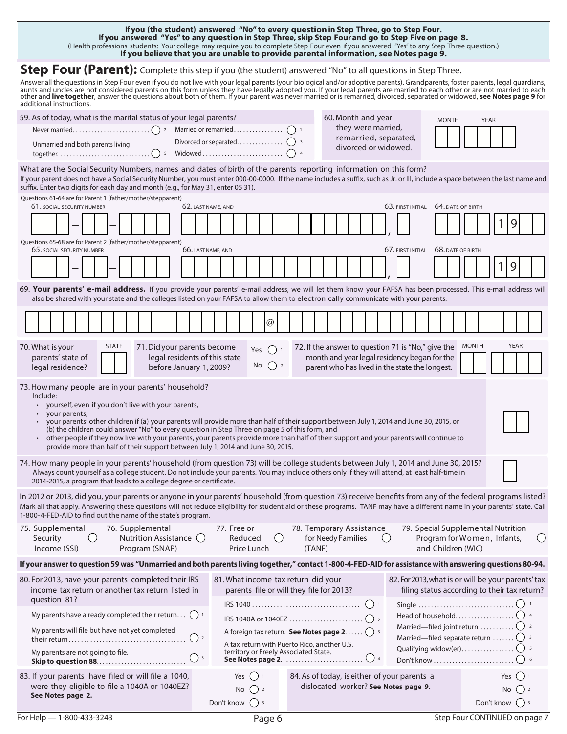**If you (the student) answered "No" to every question in Step Three, go to Step Four.**
**If you answered "Yes" to any question in Step Three, skip Step Four and go to Step Five on page 8.**
(Health professions students: Your college may require you to complete Step Four even if you answered "Yes" to any Step Three question.)
**If you believe that you are unable to provide parental information, see Notes page 9.**

## Step Four (Parent): Complete this step if you (the student) answered "No" to all questions in Step Three.

Answer all the questions in Step Four even if you do not live with your legal parents (your biological and/or adoptive parents). Grandparents, foster parents, legal guardians, aunts and uncles are not considered parents on this form unless they have legally adopted you. If your legal parents are married to each other or are not married to each other and **live together**, answer the questions about both of them. If your parent was never married or is remarried, divorced, separated or widowed, **see Notes page 9** for additional instructions.

59. As of today, what is the marital status of your legal parents?

- Never married ○ 2
- Unmarried and both parents living together ○ 5
- Married or remarried ○ 1
- Divorced or separated ○ 3
- Widowed ○ 4

60. Month and year they were married, remarried, separated, divorced or widowed. MONTH ☐☐ YEAR ☐☐☐☐

What are the Social Security Numbers, names and dates of birth of the parents reporting information on this form?
If your parent does not have a Social Security Number, you must enter 000-00-0000. If the name includes a suffix, such as Jr. or III, include a space between the last name and suffix. Enter two digits for each day and month (e.g., for May 31, enter 05 31).

Questions 61-64 are for Parent 1 (father/mother/stepparent)

61. SOCIAL SECURITY NUMBER ☐☐☐–☐☐–☐☐☐☐ 62. LAST NAME, AND ☐☐☐☐☐☐☐☐☐☐☐☐☐☐☐☐, 63. FIRST INITIAL ☐ 64. DATE OF BIRTH ☐☐ ☐☐ 1 9 ☐☐

Questions 65-68 are for Parent 2 (father/mother/stepparent)

65. SOCIAL SECURITY NUMBER ☐☐☐–☐☐–☐☐☐☐ 66. LAST NAME, AND ☐☐☐☐☐☐☐☐☐☐☐☐☐☐☐☐, 67. FIRST INITIAL ☐ 68. DATE OF BIRTH ☐☐ ☐☐ 1 9 ☐☐

69. **Your parents' e-mail address.** If you provide your parents' e-mail address, we will let them know your FAFSA has been processed. This e-mail address will also be shared with your state and the colleges listed on your FAFSA to allow them to electronically communicate with your parents.

☐☐☐☐☐☐☐☐☐☐☐☐☐☐☐☐☐☐☐☐ @ ☐☐☐☐☐☐☐☐☐☐☐☐☐☐☐☐☐☐☐☐☐☐

70. What is your parents' state of legal residence? STATE ☐☐

71. Did your parents become legal residents of this state before January 1, 2009? Yes ○ 1 No ○ 2

72. If the answer to question 71 is "No," give the month and year legal residency began for the parent who has lived in the state the longest. MONTH ☐☐ YEAR ☐☐☐☐

73. How many people are in your parents' household? ☐☐
Include:
- yourself, even if you don't live with your parents,
- your parents,
- your parents' other children if (a) your parents will provide more than half of their support between July 1, 2014 and June 30, 2015, or (b) the children could answer "No" to every question in Step Three on page 5 of this form, and
- other people if they now live with your parents, your parents provide more than half of their support and your parents will continue to provide more than half of their support between July 1, 2014 and June 30, 2015.

74. How many people in your parents' household (from question 73) will be college students between July 1, 2014 and June 30, 2015? ☐
Always count yourself as a college student. Do not include your parents. You may include others only if they will attend, at least half-time in 2014-2015, a program that leads to a college degree or certificate.

In 2012 or 2013, did you, your parents or anyone in your parents' household (from question 73) receive benefits from any of the federal programs listed? Mark all that apply. Answering these questions will not reduce eligibility for student aid or these programs. TANF may have a different name in your parents' state. Call 1-800-4-FED-AID to find out the name of the state's program.

75. Supplemental Security Income (SSI) ○
76. Supplemental Nutrition Assistance Program (SNAP) ○
77. Free or Reduced Price Lunch ○
78. Temporary Assistance for Needy Families (TANF) ○
79. Special Supplemental Nutrition Program for Women, Infants, and Children (WIC) ○

**If your answer to question 59 was "Unmarried and both parents living together," contact 1-800-4-FED-AID for assistance with answering questions 80-94.**

80. For 2013, have your parents completed their IRS income tax return or another tax return listed in question 81?

- My parents have already completed their return ○ 1
- My parents will file but have not yet completed their return ○ 2
- My parents are not going to file. **Skip to question 88** ○ 3

81. What income tax return did your parents file or will they file for 2013?

- IRS 1040 ○ 1
- IRS 1040A or 1040EZ ○ 2
- A foreign tax return. **See Notes page 2.** ○ 3
- A tax return with Puerto Rico, another U.S. territory or Freely Associated State. **See Notes page 2.** ○ 4

82. For 2013, what is or will be your parents' tax filing status according to their tax return?

- Single ○ 1
- Head of household ○ 4
- Married—filed joint return ○ 2
- Married—filed separate return ○ 3
- Qualifying widow(er) ○ 5
- Don't know ○ 6

83. If your parents have filed or will file a 1040, were they eligible to file a 1040A or 1040EZ? **See Notes page 2.**
Yes ○ 1 No ○ 2 Don't know ○ 3

84. As of today, is either of your parents a dislocated worker? **See Notes page 9.**
Yes ○ 1 No ○ 2 Don't know ○ 3

For Help — 1-800-433-3243

Step Four CONTINUED on page 7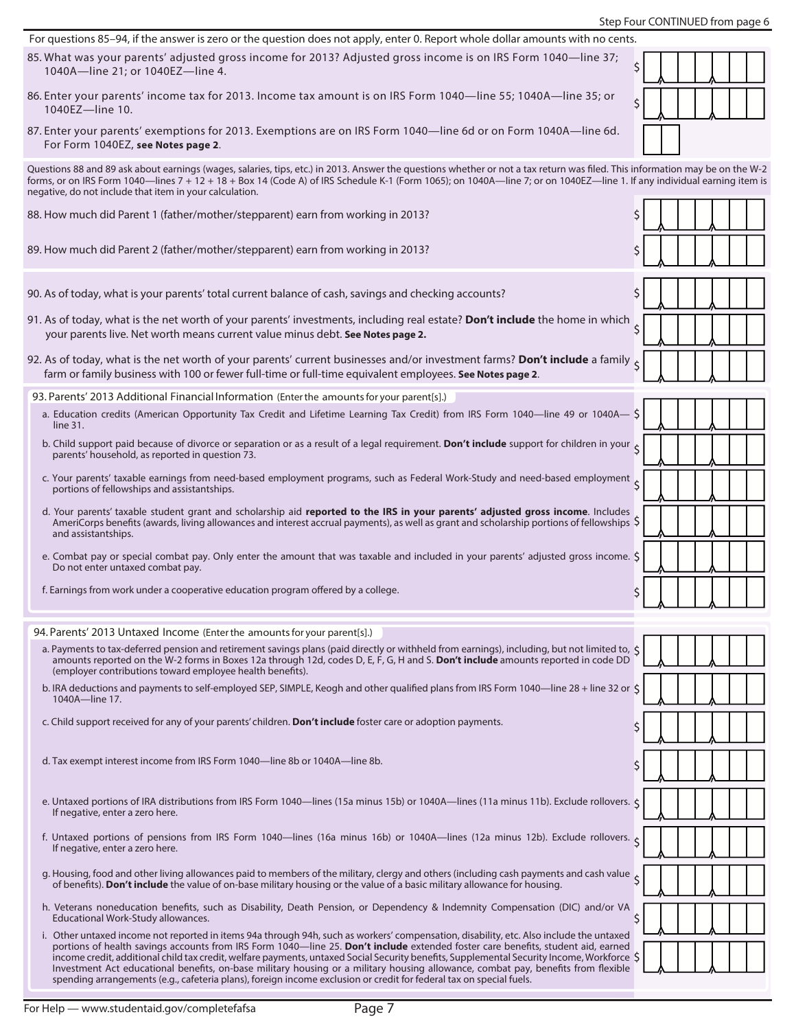Step Four CONTINUED from page 6

For questions 85–94, if the answer is zero or the question does not apply, enter 0. Report whole dollar amounts with no cents.

85. What was your parents' adjusted gross income for 2013? Adjusted gross income is on IRS Form 1040—line 37; 1040A—line 21; or 1040EZ—line 4. $

86. Enter your parents' income tax for 2013. Income tax amount is on IRS Form 1040—line 55; 1040A—line 35; or 1040EZ—line 10. $

87. Enter your parents' exemptions for 2013. Exemptions are on IRS Form 1040—line 6d or on Form 1040A—line 6d. For Form 1040EZ, **see Notes page 2**.

Questions 88 and 89 ask about earnings (wages, salaries, tips, etc.) in 2013. Answer the questions whether or not a tax return was filed. This information may be on the W-2 forms, or on IRS Form 1040—lines 7 + 12 + 18 + Box 14 (Code A) of IRS Schedule K-1 (Form 1065); on 1040A—line 7; or on 1040EZ—line 1. If any individual earning item is negative, do not include that item in your calculation.

88. How much did Parent 1 (father/mother/stepparent) earn from working in 2013? $

89. How much did Parent 2 (father/mother/stepparent) earn from working in 2013? $

90. As of today, what is your parents' total current balance of cash, savings and checking accounts? $

91. As of today, what is the net worth of your parents' investments, including real estate? **Don't include** the home in which your parents live. Net worth means current value minus debt. **See Notes page 2.** $

92. As of today, what is the net worth of your parents' current businesses and/or investment farms? **Don't include** a family farm or family business with 100 or fewer full-time or full-time equivalent employees. **See Notes page 2**. $

93. Parents' 2013 Additional Financial Information (Enter the amounts for your parent[s].)

a. Education credits (American Opportunity Tax Credit and Lifetime Learning Tax Credit) from IRS Form 1040—line 49 or 1040A—line 31. $

b. Child support paid because of divorce or separation or as a result of a legal requirement. **Don't include** support for children in your parents' household, as reported in question 73. $

c. Your parents' taxable earnings from need-based employment programs, such as Federal Work-Study and need-based employment portions of fellowships and assistantships. $

d. Your parents' taxable student grant and scholarship aid **reported to the IRS in your parents' adjusted gross income**. Includes AmeriCorps benefits (awards, living allowances and interest accrual payments), as well as grant and scholarship portions of fellowships and assistantships. $

e. Combat pay or special combat pay. Only enter the amount that was taxable and included in your parents' adjusted gross income. Do not enter untaxed combat pay. $

f. Earnings from work under a cooperative education program offered by a college. $

94. Parents' 2013 Untaxed Income (Enter the amounts for your parent[s].)

a. Payments to tax-deferred pension and retirement savings plans (paid directly or withheld from earnings), including, but not limited to, amounts reported on the W-2 forms in Boxes 12a through 12d, codes D, E, F, G, H and S. **Don't include** amounts reported in code DD (employer contributions toward employee health benefits). $

b. IRA deductions and payments to self-employed SEP, SIMPLE, Keogh and other qualified plans from IRS Form 1040—line 28 + line 32 or 1040A—line 17. $

c. Child support received for any of your parents' children. **Don't include** foster care or adoption payments. $

d. Tax exempt interest income from IRS Form 1040—line 8b or 1040A—line 8b. $

e. Untaxed portions of IRA distributions from IRS Form 1040—lines (15a minus 15b) or 1040A—lines (11a minus 11b). Exclude rollovers. If negative, enter a zero here. $

f. Untaxed portions of pensions from IRS Form 1040—lines (16a minus 16b) or 1040A—lines (12a minus 12b). Exclude rollovers. If negative, enter a zero here. $

g. Housing, food and other living allowances paid to members of the military, clergy and others (including cash payments and cash value of benefits). **Don't include** the value of on-base military housing or the value of a basic military allowance for housing. $

h. Veterans noneducation benefits, such as Disability, Death Pension, or Dependency & Indemnity Compensation (DIC) and/or VA Educational Work-Study allowances. $

i. Other untaxed income not reported in items 94a through 94h, such as workers' compensation, disability, etc. Also include the untaxed portions of health savings accounts from IRS Form 1040—line 25. **Don't include** extended foster care benefits, student aid, earned income credit, additional child tax credit, welfare payments, untaxed Social Security benefits, Supplemental Security Income, Workforce Investment Act educational benefits, on-base military housing or a military housing allowance, combat pay, benefits from flexible spending arrangements (e.g., cafeteria plans), foreign income exclusion or credit for federal tax on special fuels. $

For Help — www.studentaid.gov/completefafsa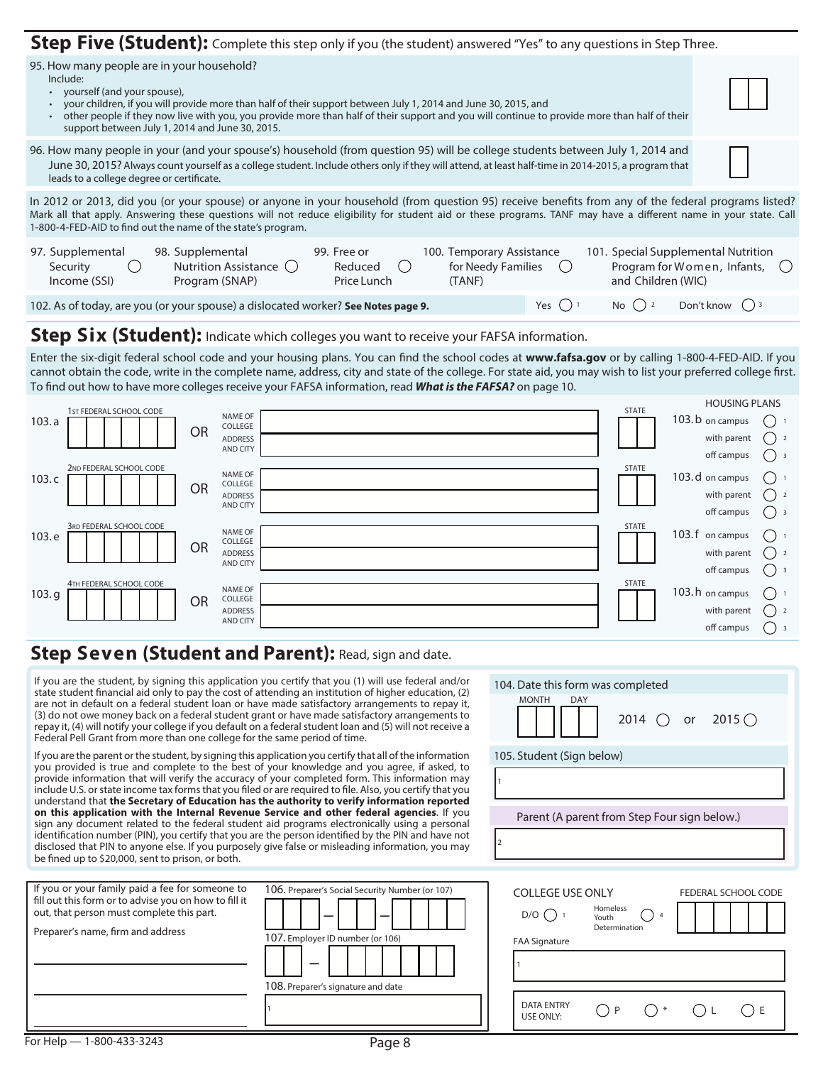## Step Five (Student): Complete this step only if you (the student) answered "Yes" to any questions in Step Three.

95. How many people are in your household?
Include:
- yourself (and your spouse),
- your children, if you will provide more than half of their support between July 1, 2014 and June 30, 2015, and
- other people if they now live with you, you provide more than half of their support and you will continue to provide more than half of their support between July 1, 2014 and June 30, 2015.

96. How many people in your (and your spouse's) household (from question 95) will be college students between July 1, 2014 and June 30, 2015? Always count yourself as a college student. Include others only if they will attend, at least half-time in 2014-2015, a program that leads to a college degree or certificate.

In 2012 or 2013, did you (or your spouse) or anyone in your household (from question 95) receive benefits from any of the federal programs listed? Mark all that apply. Answering these questions will not reduce eligibility for student aid or these programs. TANF may have a different name in your state. Call 1-800-4-FED-AID to find out the name of the state's program.

97. Supplemental Security Income (SSI) ○
98. Supplemental Nutrition Assistance Program (SNAP) ○
99. Free or Reduced Price Lunch ○
100. Temporary Assistance for Needy Families (TANF) ○
101. Special Supplemental Nutrition Program for Women, Infants, and Children (WIC) ○

102. As of today, are you (or your spouse) a dislocated worker? **See Notes page 9.** Yes ○ 1 No ○ 2 Don't know ○ 3

## Step Six (Student): Indicate which colleges you want to receive your FAFSA information.

Enter the six-digit federal school code and your housing plans. You can find the school codes at **www.fafsa.gov** or by calling 1-800-4-FED-AID. If you cannot obtain the code, write in the complete name, address, city and state of the college. For state aid, you may wish to list your preferred college first. To find out how to have more colleges receive your FAFSA information, read ***What is the FAFSA?*** on page 10.

| | Federal School Code | | Name of College / Address and City | State | Housing Plans |
|---|---|---|---|---|---|
| 103.a | 1ST FEDERAL SCHOOL CODE | OR | | | 103.b on campus ○ 1, with parent ○ 2, off campus ○ 3 |
| 103.c | 2ND FEDERAL SCHOOL CODE | OR | | | 103.d on campus ○ 1, with parent ○ 2, off campus ○ 3 |
| 103.e | 3RD FEDERAL SCHOOL CODE | OR | | | 103.f on campus ○ 1, with parent ○ 2, off campus ○ 3 |
| 103.g | 4TH FEDERAL SCHOOL CODE | OR | | | 103.h on campus ○ 1, with parent ○ 2, off campus ○ 3 |

## Step Seven (Student and Parent): Read, sign and date.

If you are the student, by signing this application you certify that you (1) will use federal and/or state student financial aid only to pay the cost of attending an institution of higher education, (2) are not in default on a federal student loan or have made satisfactory arrangements to repay it, (3) do not owe money back on a federal student grant or have made satisfactory arrangements to repay it, (4) will notify your college if you default on a federal student loan and (5) will not receive a Federal Pell Grant from more than one college for the same period of time.

If you are the parent or the student, by signing this application you certify that all of the information you provided is true and complete to the best of your knowledge and you agree, if asked, to provide information that will verify the accuracy of your completed form. This information may include U.S. or state income tax forms that you filed or are required to file. Also, you certify that you understand that **the Secretary of Education has the authority to verify information reported on this application with the Internal Revenue Service and other federal agencies**. If you sign any document related to the federal student aid programs electronically using a personal identification number (PIN), you certify that you are the person identified by the PIN and have not disclosed that PIN to anyone else. If you purposely give false or misleading information, you may be fined up to $20,000, sent to prison, or both.

104. Date this form was completed
MONTH DAY 2014 ○ or 2015 ○

105. Student (Sign below)
1

Parent (A parent from Step Four sign below.)
2

If you or your family paid a fee for someone to fill out this form or to advise you on how to fill it out, that person must complete this part.

Preparer's name, firm and address

106. Preparer's Social Security Number (or 107)

107. Employer ID number (or 106)

108. Preparer's signature and date
1

COLLEGE USE ONLY
D/O ○ 1 Homeless Youth Determination ○ 4
FEDERAL SCHOOL CODE
FAA Signature
1

DATA ENTRY USE ONLY: ○ P ○ * ○ L ○ E

For Help — 1-800-433-3243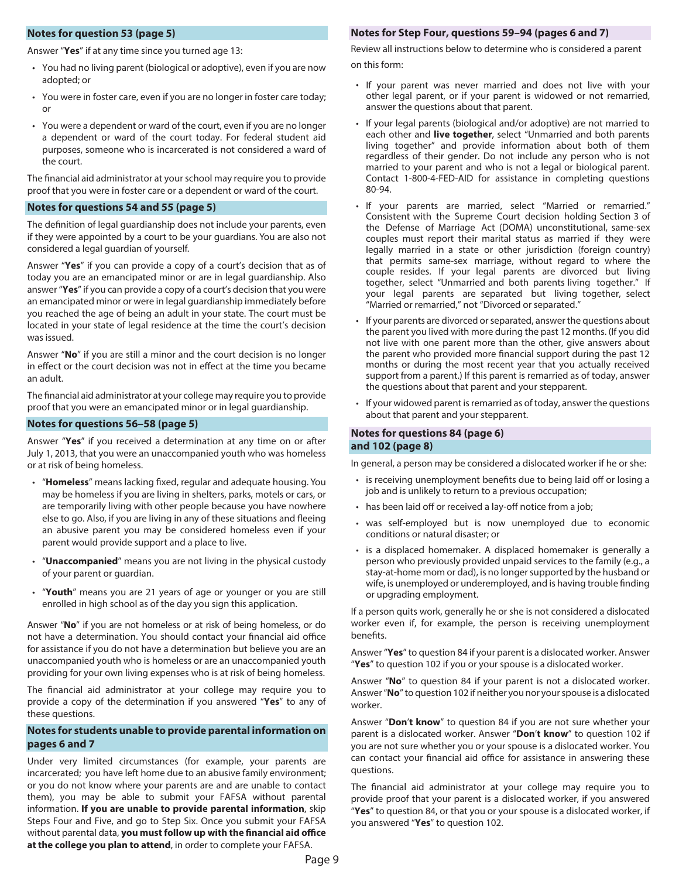### Notes for question 53 (page 5)

Answer "**Yes**" if at any time since you turned age 13:

- You had no living parent (biological or adoptive), even if you are now adopted; or
- You were in foster care, even if you are no longer in foster care today; or
- You were a dependent or ward of the court, even if you are no longer a dependent or ward of the court today. For federal student aid purposes, someone who is incarcerated is not considered a ward of the court.

The financial aid administrator at your school may require you to provide proof that you were in foster care or a dependent or ward of the court.

### Notes for questions 54 and 55 (page 5)

The definition of legal guardianship does not include your parents, even if they were appointed by a court to be your guardians. You are also not considered a legal guardian of yourself.

Answer "**Yes**" if you can provide a copy of a court's decision that as of today you are an emancipated minor or are in legal guardianship. Also answer "**Yes**" if you can provide a copy of a court's decision that you were an emancipated minor or were in legal guardianship immediately before you reached the age of being an adult in your state. The court must be located in your state of legal residence at the time the court's decision was issued.

Answer "**No**" if you are still a minor and the court decision is no longer in effect or the court decision was not in effect at the time you became an adult.

The financial aid administrator at your college may require you to provide proof that you were an emancipated minor or in legal guardianship.

### Notes for questions 56–58 (page 5)

Answer "**Yes**" if you received a determination at any time on or after July 1, 2013, that you were an unaccompanied youth who was homeless or at risk of being homeless.

- "**Homeless**" means lacking fixed, regular and adequate housing. You may be homeless if you are living in shelters, parks, motels or cars, or are temporarily living with other people because you have nowhere else to go. Also, if you are living in any of these situations and fleeing an abusive parent you may be considered homeless even if your parent would provide support and a place to live.
- "**Unaccompanied**" means you are not living in the physical custody of your parent or guardian.
- "**Youth**" means you are 21 years of age or younger or you are still enrolled in high school as of the day you sign this application.

Answer "**No**" if you are not homeless or at risk of being homeless, or do not have a determination. You should contact your financial aid office for assistance if you do not have a determination but believe you are an unaccompanied youth who is homeless or are an unaccompanied youth providing for your own living expenses who is at risk of being homeless.

The financial aid administrator at your college may require you to provide a copy of the determination if you answered "**Yes**" to any of these questions.

### Notes for students unable to provide parental information on pages 6 and 7

Under very limited circumstances (for example, your parents are incarcerated; you have left home due to an abusive family environment; or you do not know where your parents are and are unable to contact them), you may be able to submit your FAFSA without parental information. **If you are unable to provide parental information**, skip Steps Four and Five, and go to Step Six. Once you submit your FAFSA without parental data, **you must follow up with the financial aid office at the college you plan to attend**, in order to complete your FAFSA.

### Notes for Step Four, questions 59–94 (pages 6 and 7)

Review all instructions below to determine who is considered a parent on this form:

- If your parent was never married and does not live with your other legal parent, or if your parent is widowed or not remarried, answer the questions about that parent.
- If your legal parents (biological and/or adoptive) are not married to each other and **live together**, select "Unmarried and both parents living together" and provide information about both of them regardless of their gender. Do not include any person who is not married to your parent and who is not a legal or biological parent. Contact 1-800-4-FED-AID for assistance in completing questions 80-94.
- If your parents are married, select "Married or remarried." Consistent with the Supreme Court decision holding Section 3 of the Defense of Marriage Act (DOMA) unconstitutional, same-sex couples must report their marital status as married if they were legally married in a state or other jurisdiction (foreign country) that permits same-sex marriage, without regard to where the couple resides. If your legal parents are divorced but living together, select "Unmarried and both parents living together." If your legal parents are separated but living together, select "Married or remarried," not "Divorced or separated."
- If your parents are divorced or separated, answer the questions about the parent you lived with more during the past 12 months. (If you did not live with one parent more than the other, give answers about the parent who provided more financial support during the past 12 months or during the most recent year that you actually received support from a parent.) If this parent is remarried as of today, answer the questions about that parent and your stepparent.
- If your widowed parent is remarried as of today, answer the questions about that parent and your stepparent.

### Notes for questions 84 (page 6) and 102 (page 8)

In general, a person may be considered a dislocated worker if he or she:

- is receiving unemployment benefits due to being laid off or losing a job and is unlikely to return to a previous occupation;
- has been laid off or received a lay-off notice from a job;
- was self-employed but is now unemployed due to economic conditions or natural disaster; or
- is a displaced homemaker. A displaced homemaker is generally a person who previously provided unpaid services to the family (e.g., a stay-at-home mom or dad), is no longer supported by the husband or wife, is unemployed or underemployed, and is having trouble finding or upgrading employment.

If a person quits work, generally he or she is not considered a dislocated worker even if, for example, the person is receiving unemployment benefits.

Answer "**Yes**" to question 84 if your parent is a dislocated worker. Answer "**Yes**" to question 102 if you or your spouse is a dislocated worker.

Answer "**No**" to question 84 if your parent is not a dislocated worker. Answer "**No**" to question 102 if neither you nor your spouse is a dislocated worker.

Answer "**Don't know**" to question 84 if you are not sure whether your parent is a dislocated worker. Answer "**Don't know**" to question 102 if you are not sure whether you or your spouse is a dislocated worker. You can contact your financial aid office for assistance in answering these questions.

The financial aid administrator at your college may require you to provide proof that your parent is a dislocated worker, if you answered "**Yes**" to question 84, or that you or your spouse is a dislocated worker, if you answered "**Yes**" to question 102.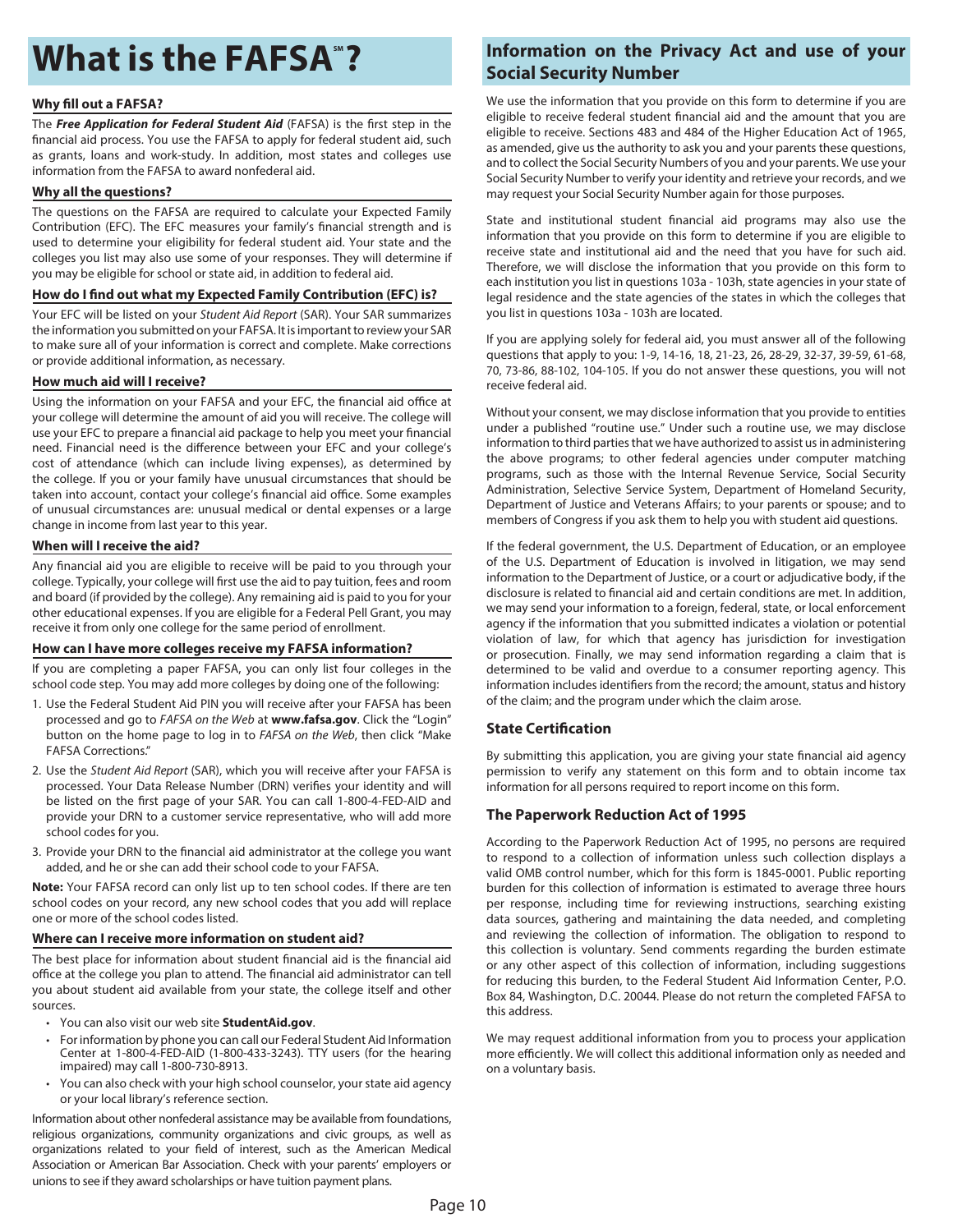# What is the FAFSA℠?

### Why fill out a FAFSA?

The ***Free Application for Federal Student Aid*** (FAFSA) is the first step in the financial aid process. You use the FAFSA to apply for federal student aid, such as grants, loans and work-study. In addition, most states and colleges use information from the FAFSA to award nonfederal aid.

### Why all the questions?

The questions on the FAFSA are required to calculate your Expected Family Contribution (EFC). The EFC measures your family's financial strength and is used to determine your eligibility for federal student aid. Your state and the colleges you list may also use some of your responses. They will determine if you may be eligible for school or state aid, in addition to federal aid.

### How do I find out what my Expected Family Contribution (EFC) is?

Your EFC will be listed on your *Student Aid Report* (SAR). Your SAR summarizes the information you submitted on your FAFSA. It is important to review your SAR to make sure all of your information is correct and complete. Make corrections or provide additional information, as necessary.

### How much aid will I receive?

Using the information on your FAFSA and your EFC, the financial aid office at your college will determine the amount of aid you will receive. The college will use your EFC to prepare a financial aid package to help you meet your financial need. Financial need is the difference between your EFC and your college's cost of attendance (which can include living expenses), as determined by the college. If you or your family have unusual circumstances that should be taken into account, contact your college's financial aid office. Some examples of unusual circumstances are: unusual medical or dental expenses or a large change in income from last year to this year.

### When will I receive the aid?

Any financial aid you are eligible to receive will be paid to you through your college. Typically, your college will first use the aid to pay tuition, fees and room and board (if provided by the college). Any remaining aid is paid to you for your other educational expenses. If you are eligible for a Federal Pell Grant, you may receive it from only one college for the same period of enrollment.

### How can I have more colleges receive my FAFSA information?

If you are completing a paper FAFSA, you can only list four colleges in the school code step. You may add more colleges by doing one of the following:

1. Use the Federal Student Aid PIN you will receive after your FAFSA has been processed and go to *FAFSA on the Web* at **www.fafsa.gov**. Click the "Login" button on the home page to log in to *FAFSA on the Web*, then click "Make FAFSA Corrections."
2. Use the *Student Aid Report* (SAR), which you will receive after your FAFSA is processed. Your Data Release Number (DRN) verifies your identity and will be listed on the first page of your SAR. You can call 1-800-4-FED-AID and provide your DRN to a customer service representative, who will add more school codes for you.
3. Provide your DRN to the financial aid administrator at the college you want added, and he or she can add their school code to your FAFSA.

**Note:** Your FAFSA record can only list up to ten school codes. If there are ten school codes on your record, any new school codes that you add will replace one or more of the school codes listed.

### Where can I receive more information on student aid?

The best place for information about student financial aid is the financial aid office at the college you plan to attend. The financial aid administrator can tell you about student aid available from your state, the college itself and other sources.

- You can also visit our web site **StudentAid.gov**.
- For information by phone you can call our Federal Student Aid Information Center at 1-800-4-FED-AID (1-800-433-3243). TTY users (for the hearing impaired) may call 1-800-730-8913.
- You can also check with your high school counselor, your state aid agency or your local library's reference section.

Information about other nonfederal assistance may be available from foundations, religious organizations, community organizations and civic groups, as well as organizations related to your field of interest, such as the American Medical Association or American Bar Association. Check with your parents' employers or unions to see if they award scholarships or have tuition payment plans.

## Information on the Privacy Act and use of your Social Security Number

We use the information that you provide on this form to determine if you are eligible to receive federal student financial aid and the amount that you are eligible to receive. Sections 483 and 484 of the Higher Education Act of 1965, as amended, give us the authority to ask you and your parents these questions, and to collect the Social Security Numbers of you and your parents. We use your Social Security Number to verify your identity and retrieve your records, and we may request your Social Security Number again for those purposes.

State and institutional student financial aid programs may also use the information that you provide on this form to determine if you are eligible to receive state and institutional aid and the need that you have for such aid. Therefore, we will disclose the information that you provide on this form to each institution you list in questions 103a - 103h, state agencies in your state of legal residence and the state agencies of the states in which the colleges that you list in questions 103a - 103h are located.

If you are applying solely for federal aid, you must answer all of the following questions that apply to you: 1-9, 14-16, 18, 21-23, 26, 28-29, 32-37, 39-59, 61-68, 70, 73-86, 88-102, 104-105. If you do not answer these questions, you will not receive federal aid.

Without your consent, we may disclose information that you provide to entities under a published "routine use." Under such a routine use, we may disclose information to third parties that we have authorized to assist us in administering the above programs; to other federal agencies under computer matching programs, such as those with the Internal Revenue Service, Social Security Administration, Selective Service System, Department of Homeland Security, Department of Justice and Veterans Affairs; to your parents or spouse; and to members of Congress if you ask them to help you with student aid questions.

If the federal government, the U.S. Department of Education, or an employee of the U.S. Department of Education is involved in litigation, we may send information to the Department of Justice, or a court or adjudicative body, if the disclosure is related to financial aid and certain conditions are met. In addition, we may send your information to a foreign, federal, state, or local enforcement agency if the information that you submitted indicates a violation or potential violation of law, for which that agency has jurisdiction for investigation or prosecution. Finally, we may send information regarding a claim that is determined to be valid and overdue to a consumer reporting agency. This information includes identifiers from the record; the amount, status and history of the claim; and the program under which the claim arose.

### State Certification

By submitting this application, you are giving your state financial aid agency permission to verify any statement on this form and to obtain income tax information for all persons required to report income on this form.

### The Paperwork Reduction Act of 1995

According to the Paperwork Reduction Act of 1995, no persons are required to respond to a collection of information unless such collection displays a valid OMB control number, which for this form is 1845-0001. Public reporting burden for this collection of information is estimated to average three hours per response, including time for reviewing instructions, searching existing data sources, gathering and maintaining the data needed, and completing and reviewing the collection of information. The obligation to respond to this collection is voluntary. Send comments regarding the burden estimate or any other aspect of this collection of information, including suggestions for reducing this burden, to the Federal Student Aid Information Center, P.O. Box 84, Washington, D.C. 20044. Please do not return the completed FAFSA to this address.

We may request additional information from you to process your application more efficiently. We will collect this additional information only as needed and on a voluntary basis.